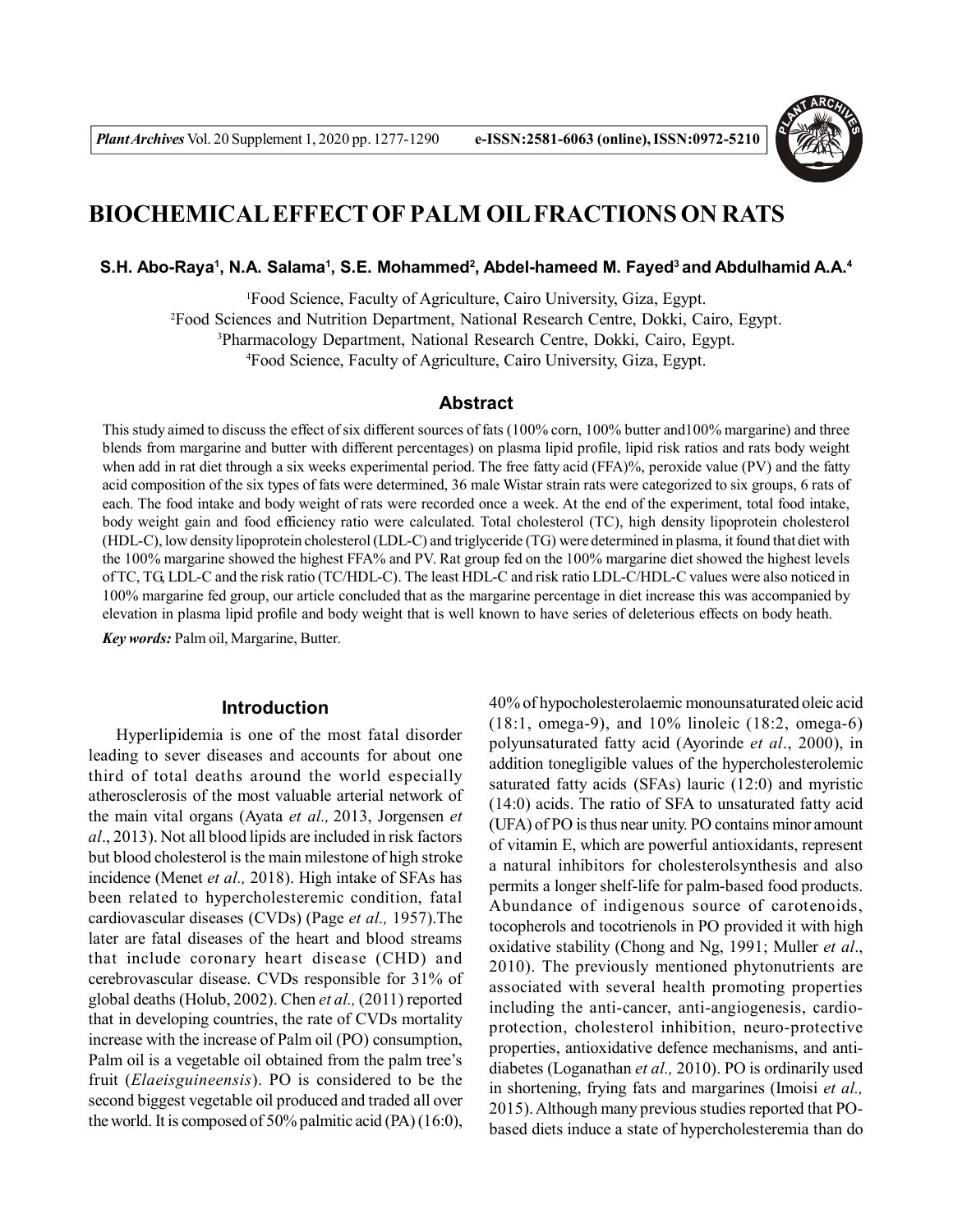# BIOCHEMICAL EFFECT OF PALM OIL FRACTIONS ON RATS

**S.H. Abo-Raya[1], N.A. Salama[1], S.E. Mohammed[2], Abdel-hameed M. Fayed[3] and Abdulhamid A.A.[4]**

[1]Food Science, Faculty of Agriculture, Cairo University, Giza, Egypt.
[2]Food Sciences and Nutrition Department, National Research Centre, Dokki, Cairo, Egypt.
[3]Pharmacology Department, National Research Centre, Dokki, Cairo, Egypt.
[4]Food Science, Faculty of Agriculture, Cairo University, Giza, Egypt.

## Abstract

This study aimed to discuss the effect of six different sources of fats (100% corn, 100% butter and100% margarine) and three blends from margarine and butter with different percentages) on plasma lipid profile, lipid risk ratios and rats body weight when add in rat diet through a six weeks experimental period. The free fatty acid (FFA)%, peroxide value (PV) and the fatty acid composition of the six types of fats were determined, 36 male Wistar strain rats were categorized to six groups, 6 rats of each. The food intake and body weight of rats were recorded once a week. At the end of the experiment, total food intake, body weight gain and food efficiency ratio were calculated. Total cholesterol (TC), high density lipoprotein cholesterol (HDL-C), low density lipoprotein cholesterol (LDL-C) and triglyceride (TG) were determined in plasma, it found that diet with the 100% margarine showed the highest FFA% and PV. Rat group fed on the 100% margarine diet showed the highest levels of TC, TG, LDL-C and the risk ratio (TC/HDL-C). The least HDL-C and risk ratio LDL-C/HDL-C values were also noticed in 100% margarine fed group, our article concluded that as the margarine percentage in diet increase this was accompanied by elevation in plasma lipid profile and body weight that is well known to have series of deleterious effects on body heath.

***Key words:*** Palm oil, Margarine, Butter.

## Introduction

Hyperlipidemia is one of the most fatal disorder leading to sever diseases and accounts for about one third of total deaths around the world especially atherosclerosis of the most valuable arterial network of the main vital organs (Ayata *et al.,* 2013, Jorgensen *et al*., 2013). Not all blood lipids are included in risk factors but blood cholesterol is the main milestone of high stroke incidence (Menet *et al.,* 2018). High intake of SFAs has been related to hypercholesteremic condition, fatal cardiovascular diseases (CVDs) (Page *et al.,* 1957).The later are fatal diseases of the heart and blood streams that include coronary heart disease (CHD) and cerebrovascular disease. CVDs responsible for 31% of global deaths (Holub, 2002). Chen *et al.,* (2011) reported that in developing countries, the rate of CVDs mortality increase with the increase of Palm oil (PO) consumption, Palm oil is a vegetable oil obtained from the palm tree's fruit (*Elaeisguineensis*). PO is considered to be the second biggest vegetable oil produced and traded all over the world. It is composed of 50% palmitic acid (PA) (16:0), 40% of hypocholesterolaemic monounsaturated oleic acid (18:1, omega-9), and 10% linoleic (18:2, omega-6) polyunsaturated fatty acid (Ayorinde *et al*., 2000), in addition tonegligible values of the hypercholesterolemic saturated fatty acids (SFAs) lauric (12:0) and myristic (14:0) acids. The ratio of SFA to unsaturated fatty acid (UFA) of PO is thus near unity. PO contains minor amount of vitamin E, which are powerful antioxidants, represent a natural inhibitors for cholesterolsynthesis and also permits a longer shelf-life for palm-based food products. Abundance of indigenous source of carotenoids, tocopherols and tocotrienols in PO provided it with high oxidative stability (Chong and Ng, 1991; Muller *et al*., 2010). The previously mentioned phytonutrients are associated with several health promoting properties including the anti-cancer, anti-angiogenesis, cardio-protection, cholesterol inhibition, neuro-protective properties, antioxidative defence mechanisms, and anti-diabetes (Loganathan *et al.,* 2010). PO is ordinarily used in shortening, frying fats and margarines (Imoisi *et al.,* 2015). Although many previous studies reported that PO-based diets induce a state of hypercholesteremia than do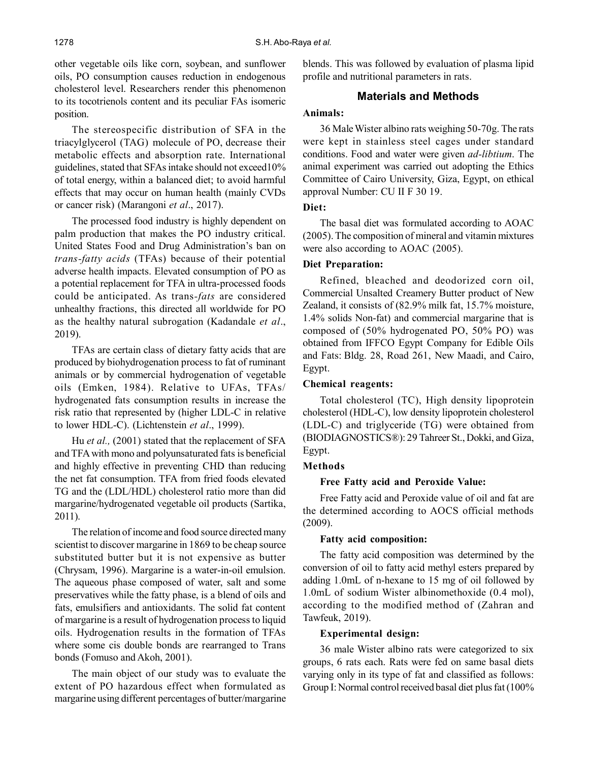other vegetable oils like corn, soybean, and sunflower oils, PO consumption causes reduction in endogenous cholesterol level. Researchers render this phenomenon to its tocotrienols content and its peculiar FAs isomeric position.

The stereospecific distribution of SFA in the triacylglycerol (TAG) molecule of PO, decrease their metabolic effects and absorption rate. International guidelines, stated that SFAs intake should not exceed10% of total energy, within a balanced diet; to avoid harmful effects that may occur on human health (mainly CVDs or cancer risk) (Marangoni *et al*., 2017).

The processed food industry is highly dependent on palm production that makes the PO industry critical. United States Food and Drug Administration's ban on *trans-fatty acids* (TFAs) because of their potential adverse health impacts. Elevated consumption of PO as a potential replacement for TFA in ultra-processed foods could be anticipated. As trans-*fats* are considered unhealthy fractions, this directed all worldwide for PO as the healthy natural subrogation (Kadandale *et al*., 2019).

TFAs are certain class of dietary fatty acids that are produced by biohydrogenation process to fat of ruminant animals or by commercial hydrogenation of vegetable oils (Emken, 1984). Relative to UFAs, TFAs/ hydrogenated fats consumption results in increase the risk ratio that represented by (higher LDL-C in relative to lower HDL-C). (Lichtenstein *et al*., 1999).

Hu *et al.,* (2001) stated that the replacement of SFA and TFA with mono and polyunsaturated fats is beneficial and highly effective in preventing CHD than reducing the net fat consumption. TFA from fried foods elevated TG and the (LDL/HDL) cholesterol ratio more than did margarine/hydrogenated vegetable oil products (Sartika, 2011).

The relation of income and food source directed many scientist to discover margarine in 1869 to be cheap source substituted butter but it is not expensive as butter (Chrysam, 1996). Margarine is a water-in-oil emulsion. The aqueous phase composed of water, salt and some preservatives while the fatty phase, is a blend of oils and fats, emulsifiers and antioxidants. The solid fat content of margarine is a result of hydrogenation process to liquid oils. Hydrogenation results in the formation of TFAs where some cis double bonds are rearranged to Trans bonds (Fomuso and Akoh, 2001).

The main object of our study was to evaluate the extent of PO hazardous effect when formulated as margarine using different percentages of butter/margarine blends. This was followed by evaluation of plasma lipid profile and nutritional parameters in rats.

## Materials and Methods

### Animals:

36 Male Wister albino rats weighing 50-70g. The rats were kept in stainless steel cages under standard conditions. Food and water were given *ad-libtium*. The animal experiment was carried out adopting the Ethics Committee of Cairo University, Giza, Egypt, on ethical approval Number: CU II F 30 19.

### Diet:

The basal diet was formulated according to AOAC (2005). The composition of mineral and vitamin mixtures were also according to AOAC (2005).

### Diet Preparation:

Refined, bleached and deodorized corn oil, Commercial Unsalted Creamery Butter product of New Zealand, it consists of (82.9% milk fat, 15.7% moisture, 1.4% solids Non-fat) and commercial margarine that is composed of (50% hydrogenated PO, 50% PO) was obtained from IFFCO Egypt Company for Edible Oils and Fats: Bldg. 28, Road 261, New Maadi, and Cairo, Egypt.

### Chemical reagents:

Total cholesterol (TC), High density lipoprotein cholesterol (HDL-C), low density lipoprotein cholesterol (LDL-C) and triglyceride (TG) were obtained from (BIODIAGNOSTICS®): 29 Tahreer St., Dokki, and Giza, Egypt.

### Methods

#### Free Fatty acid and Peroxide Value:

Free Fatty acid and Peroxide value of oil and fat are the determined according to AOCS official methods (2009).

#### Fatty acid composition:

The fatty acid composition was determined by the conversion of oil to fatty acid methyl esters prepared by adding 1.0mL of n-hexane to 15 mg of oil followed by 1.0mL of sodium Wister albinomethoxide (0.4 mol), according to the modified method of (Zahran and Tawfeuk, 2019).

#### Experimental design:

36 male Wister albino rats were categorized to six groups, 6 rats each. Rats were fed on same basal diets varying only in its type of fat and classified as follows: Group I: Normal control received basal diet plus fat (100%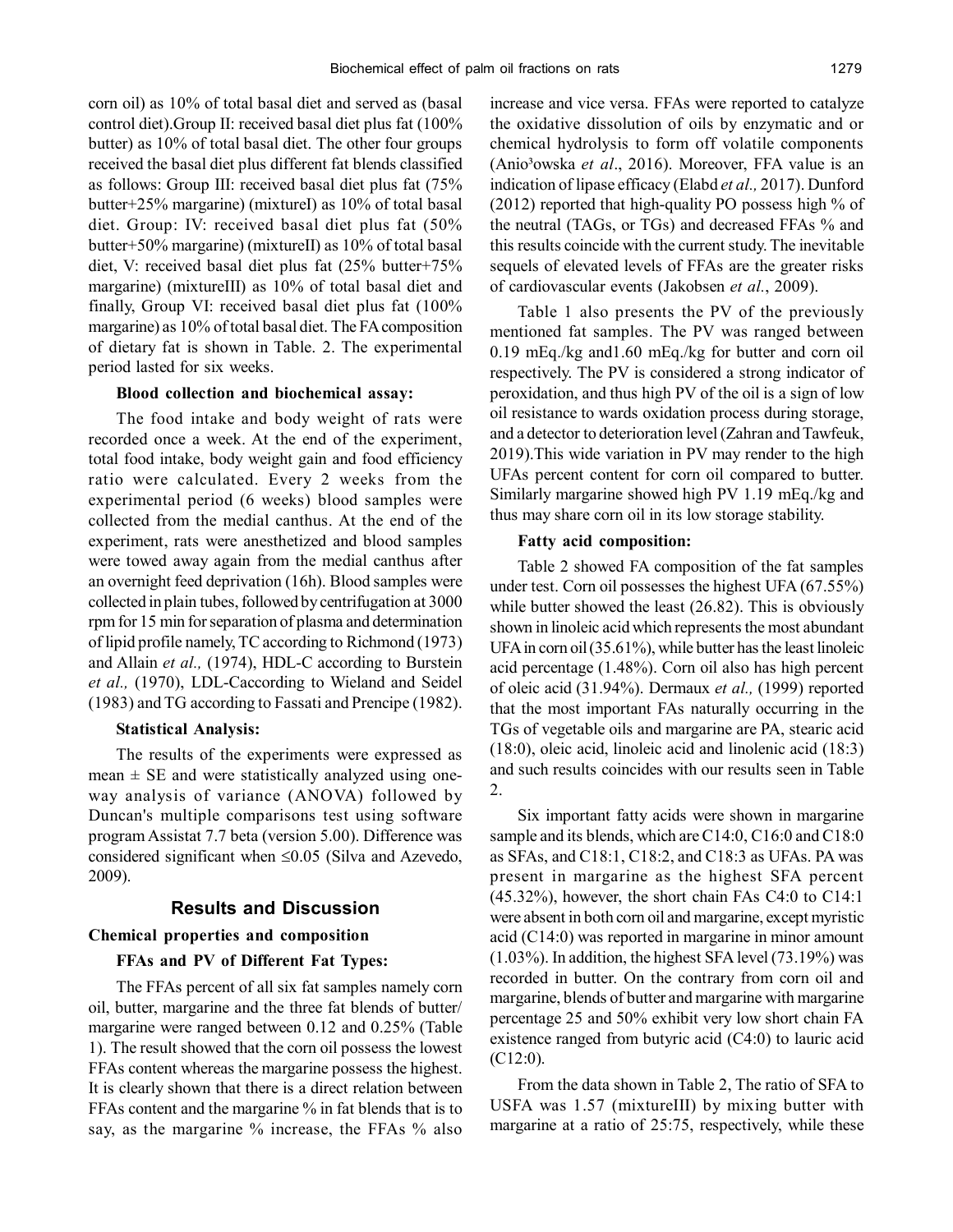corn oil) as 10% of total basal diet and served as (basal control diet).Group II: received basal diet plus fat (100% butter) as 10% of total basal diet. The other four groups received the basal diet plus different fat blends classified as follows: Group III: received basal diet plus fat (75% butter+25% margarine) (mixtureI) as 10% of total basal diet. Group: IV: received basal diet plus fat (50% butter+50% margarine) (mixtureII) as 10% of total basal diet, V: received basal diet plus fat (25% butter+75% margarine) (mixtureIII) as 10% of total basal diet and finally, Group VI: received basal diet plus fat (100% margarine) as 10% of total basal diet. The FA composition of dietary fat is shown in Table. 2. The experimental period lasted for six weeks.

**Blood collection and biochemical assay:**

The food intake and body weight of rats were recorded once a week. At the end of the experiment, total food intake, body weight gain and food efficiency ratio were calculated. Every 2 weeks from the experimental period (6 weeks) blood samples were collected from the medial canthus. At the end of the experiment, rats were anesthetized and blood samples were towed away again from the medial canthus after an overnight feed deprivation (16h). Blood samples were collected in plain tubes, followed by centrifugation at 3000 rpm for 15 min for separation of plasma and determination of lipid profile namely, TC according to Richmond (1973) and Allain *et al.,* (1974), HDL-C according to Burstein *et al.,* (1970), LDL-Caccording to Wieland and Seidel (1983) and TG according to Fassati and Prencipe (1982).

**Statistical Analysis:**

The results of the experiments were expressed as mean ± SE and were statistically analyzed using one-way analysis of variance (ANOVA) followed by Duncan's multiple comparisons test using software program Assistat 7.7 beta (version 5.00). Difference was considered significant when ≤0.05 (Silva and Azevedo, 2009).

## Results and Discussion

### Chemical properties and composition

**FFAs and PV of Different Fat Types:**

The FFAs percent of all six fat samples namely corn oil, butter, margarine and the three fat blends of butter/ margarine were ranged between 0.12 and 0.25% (Table 1). The result showed that the corn oil possess the lowest FFAs content whereas the margarine possess the highest. It is clearly shown that there is a direct relation between FFAs content and the margarine % in fat blends that is to say, as the margarine % increase, the FFAs % also increase and vice versa. FFAs were reported to catalyze the oxidative dissolution of oils by enzymatic and or chemical hydrolysis to form off volatile components (Anio³owska *et al*., 2016). Moreover, FFA value is an indication of lipase efficacy (Elabd *et al.,* 2017). Dunford (2012) reported that high-quality PO possess high % of the neutral (TAGs, or TGs) and decreased FFAs % and this results coincide with the current study. The inevitable sequels of elevated levels of FFAs are the greater risks of cardiovascular events (Jakobsen *et al.*, 2009).

Table 1 also presents the PV of the previously mentioned fat samples. The PV was ranged between 0.19 mEq./kg and1.60 mEq./kg for butter and corn oil respectively. The PV is considered a strong indicator of peroxidation, and thus high PV of the oil is a sign of low oil resistance to wards oxidation process during storage, and a detector to deterioration level (Zahran and Tawfeuk, 2019).This wide variation in PV may render to the high UFAs percent content for corn oil compared to butter. Similarly margarine showed high PV 1.19 mEq./kg and thus may share corn oil in its low storage stability.

**Fatty acid composition:**

Table 2 showed FA composition of the fat samples under test. Corn oil possesses the highest UFA (67.55%) while butter showed the least (26.82). This is obviously shown in linoleic acid which represents the most abundant UFA in corn oil (35.61%), while butter has the least linoleic acid percentage (1.48%). Corn oil also has high percent of oleic acid (31.94%). Dermaux *et al.,* (1999) reported that the most important FAs naturally occurring in the TGs of vegetable oils and margarine are PA, stearic acid (18:0), oleic acid, linoleic acid and linolenic acid (18:3) and such results coincides with our results seen in Table 2.

Six important fatty acids were shown in margarine sample and its blends, which are C14:0, C16:0 and C18:0 as SFAs, and C18:1, C18:2, and C18:3 as UFAs. PA was present in margarine as the highest SFA percent (45.32%), however, the short chain FAs C4:0 to C14:1 were absent in both corn oil and margarine, except myristic acid (C14:0) was reported in margarine in minor amount (1.03%). In addition, the highest SFA level (73.19%) was recorded in butter. On the contrary from corn oil and margarine, blends of butter and margarine with margarine percentage 25 and 50% exhibit very low short chain FA existence ranged from butyric acid (C4:0) to lauric acid (C12:0).

From the data shown in Table 2, The ratio of SFA to USFA was 1.57 (mixtureIII) by mixing butter with margarine at a ratio of 25:75, respectively, while these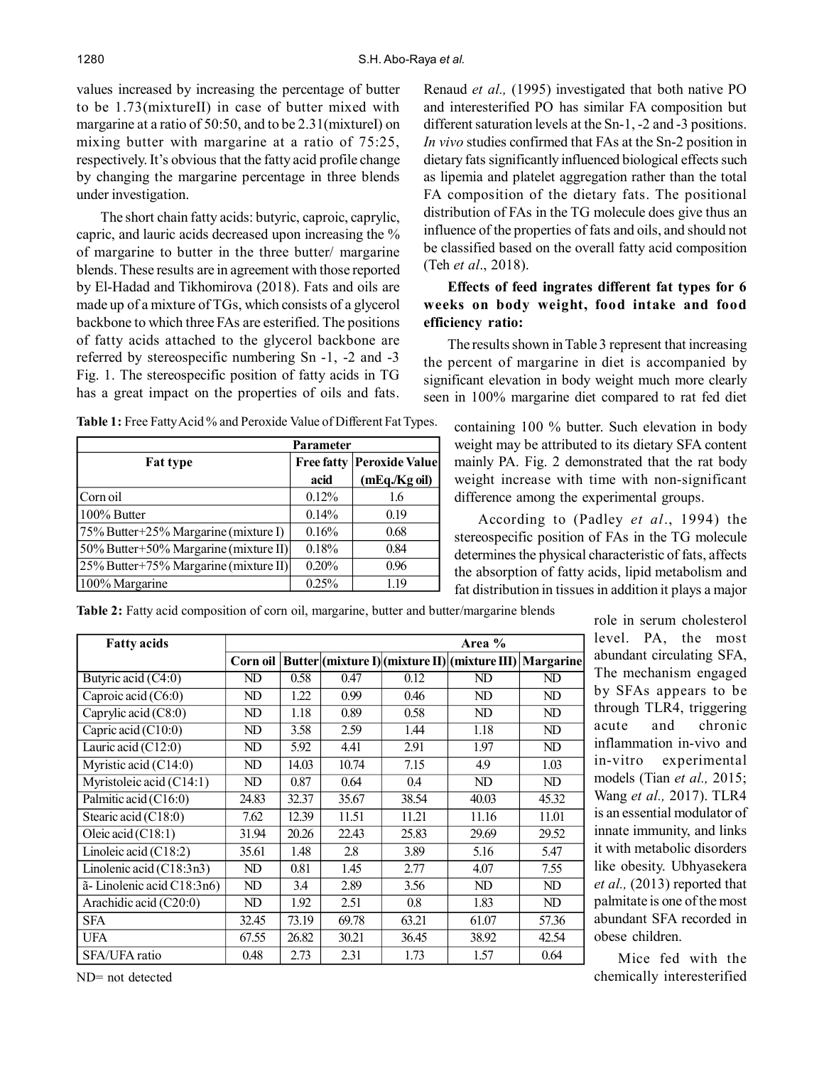values increased by increasing the percentage of butter to be 1.73(mixtureII) in case of butter mixed with margarine at a ratio of 50:50, and to be 2.31(mixtureI) on mixing butter with margarine at a ratio of 75:25, respectively. It's obvious that the fatty acid profile change by changing the margarine percentage in three blends under investigation.

The short chain fatty acids: butyric, caproic, caprylic, capric, and lauric acids decreased upon increasing the % of margarine to butter in the three butter/ margarine blends. These results are in agreement with those reported by El-Hadad and Tikhomirova (2018). Fats and oils are made up of a mixture of TGs, which consists of a glycerol backbone to which three FAs are esterified. The positions of fatty acids attached to the glycerol backbone are referred by stereospecific numbering Sn -1, -2 and -3 Fig. 1. The stereospecific position of fatty acids in TG has a great impact on the properties of oils and fats.

**Table 1:** Free Fatty Acid % and Peroxide Value of Different Fat Types.

| Fat type | Parameter | |
|---|---|---|
| | Free fatty acid | Peroxide Value (mEq./Kg oil) |
| Corn oil | 0.12% | 1.6 |
| 100% Butter | 0.14% | 0.19 |
| 75% Butter+25% Margarine (mixture I) | 0.16% | 0.68 |
| 50% Butter+50% Margarine (mixture II) | 0.18% | 0.84 |
| 25% Butter+75% Margarine (mixture II) | 0.20% | 0.96 |
| 100% Margarine | 0.25% | 1.19 |

**Table 2:** Fatty acid composition of corn oil, margarine, butter and butter/margarine blends

| Fatty acids | Area % | | | | | |
|---|---|---|---|---|---|---|
| | Corn oil | Butter | (mixture I) | (mixture II) | (mixture III) | Margarine |
| Butyric acid (C4:0) | ND | 0.58 | 0.47 | 0.12 | ND | ND |
| Caproic acid (C6:0) | ND | 1.22 | 0.99 | 0.46 | ND | ND |
| Caprylic acid (C8:0) | ND | 1.18 | 0.89 | 0.58 | ND | ND |
| Capric acid (C10:0) | ND | 3.58 | 2.59 | 1.44 | 1.18 | ND |
| Lauric acid (C12:0) | ND | 5.92 | 4.41 | 2.91 | 1.97 | ND |
| Myristic acid (C14:0) | ND | 14.03 | 10.74 | 7.15 | 4.9 | 1.03 |
| Myristoleic acid (C14:1) | ND | 0.87 | 0.64 | 0.4 | ND | ND |
| Palmitic acid (C16:0) | 24.83 | 32.37 | 35.67 | 38.54 | 40.03 | 45.32 |
| Stearic acid (C18:0) | 7.62 | 12.39 | 11.51 | 11.21 | 11.16 | 11.01 |
| Oleic acid (C18:1) | 31.94 | 20.26 | 22.43 | 25.83 | 29.69 | 29.52 |
| Linoleic acid (C18:2) | 35.61 | 1.48 | 2.8 | 3.89 | 5.16 | 5.47 |
| Linolenic acid (C18:3n3) | ND | 0.81 | 1.45 | 2.77 | 4.07 | 7.55 |
| ã- Linolenic acid C18:3n6) | ND | 3.4 | 2.89 | 3.56 | ND | ND |
| Arachidic acid (C20:0) | ND | 1.92 | 2.51 | 0.8 | 1.83 | ND |
| SFA | 32.45 | 73.19 | 69.78 | 63.21 | 61.07 | 57.36 |
| UFA | 67.55 | 26.82 | 30.21 | 36.45 | 38.92 | 42.54 |
| SFA/UFA ratio | 0.48 | 2.73 | 2.31 | 1.73 | 1.57 | 0.64 |

ND= not detected

Renaud *et al.,* (1995) investigated that both native PO and interesterified PO has similar FA composition but different saturation levels at the Sn-1, -2 and -3 positions. *In vivo* studies confirmed that FAs at the Sn-2 position in dietary fats significantly influenced biological effects such as lipemia and platelet aggregation rather than the total FA composition of the dietary fats. The positional distribution of FAs in the TG molecule does give thus an influence of the properties of fats and oils, and should not be classified based on the overall fatty acid composition (Teh *et al*., 2018).

**Effects of feed ingrates different fat types for 6 weeks on body weight, food intake and food efficiency ratio:**

The results shown in Table 3 represent that increasing the percent of margarine in diet is accompanied by significant elevation in body weight much more clearly seen in 100% margarine diet compared to rat fed diet containing 100 % butter. Such elevation in body weight may be attributed to its dietary SFA content mainly PA. Fig. 2 demonstrated that the rat body weight increase with time with non-significant difference among the experimental groups.

According to (Padley *et al*., 1994) the stereospecific position of FAs in the TG molecule determines the physical characteristic of fats, affects the absorption of fatty acids, lipid metabolism and fat distribution in tissues in addition it plays a major role in serum cholesterol level. PA, the most abundant circulating SFA, The mechanism engaged by SFAs appears to be through TLR4, triggering acute and chronic inflammation in-vivo and in-vitro experimental models (Tian *et al.,* 2015; Wang *et al.,* 2017). TLR4 is an essential modulator of innate immunity, and links it with metabolic disorders like obesity. Ubhyasekera *et al.,* (2013) reported that palmitate is one of the most abundant SFA recorded in obese children.

Mice fed with the chemically interesterified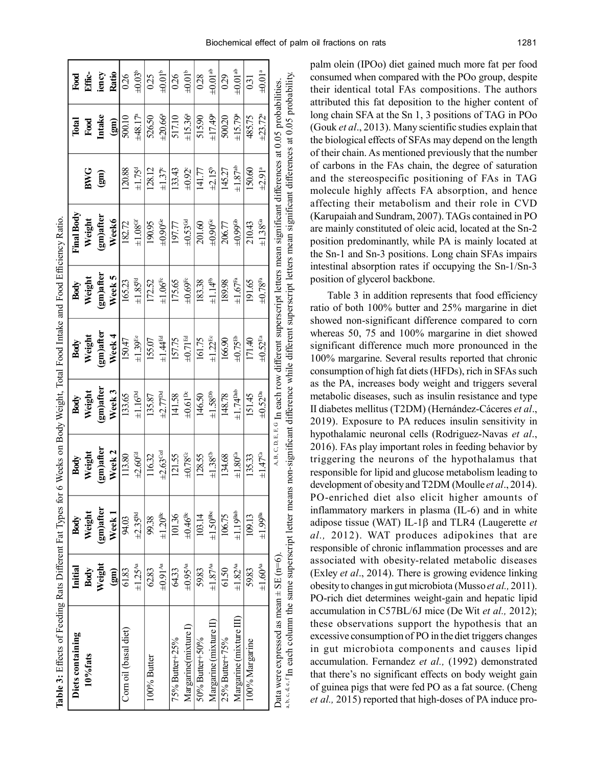**Table 3:** Effects of Feeding Rats Different Fat Types for 6 Weeks on Body Weight, Total Food Intake and Food Efficiency Ratio.

| Diets containing 10%fats | Initial Body Weight (gm) | Body Weight (gm)after Week 1 | Body Weight (gm)after Week 2 | Body Weight (gm)after Week 3 | Body Weight (gm)after Week 4 | Body Weight (gm)after Week 5 | Final Body Weight (gm)after Week6 | BWG (gm) | Total Food Intake (gm) | Food Efficiency Ratio |
|---|---|---|---|---|---|---|---|---|---|---|
| Corn oil (basal diet) | 61.83 $\pm 1.25^{Aa}$ | 94.03 $\pm 2.35^{Bd}$ | 113.80 $\pm 2.60^{Cd}$ | 133.65 $\pm 1.16^{Dd}$ | 150.47 $\pm 1.39^{Ee}$ | 165.23 $\pm 1.85^{Fd}$ | 182.72 $\pm 1.08^{Gf}$ | 120.88 $\pm 1.75^{d}$ | 500.10 $\pm 48.17^{a}$ | 0.26 $\pm 0.03^{b}$ |
| 100% Butter | 62.83 $\pm 0.91^{Aa}$ | 99.38 $\pm 1.20^{Bc}$ | 116.32 $\pm 2.63^{Ccd}$ | 135.87 $\pm 2.77^{Dd}$ | 155.07 $\pm 1.44^{Ed}$ | 172.52 $\pm 1.06^{Fc}$ | 190.95 $\pm 0.90^{Ge}$ | 128.12 $\pm 1.37^{c}$ | 526.50 $\pm 20.66^{a}$ | 0.25 $\pm 0.01^{b}$ |
| 75% Butter+25% Margarine(mixture I) | 64.33 $\pm 0.95^{Aa}$ | 101.36 $\pm 0.46^{Bc}$ | 121.55 $\pm 0.78^{Cc}$ | 141.58 $\pm 0.61^{Dc}$ | 157.75 $\pm 0.71^{Ed}$ | 175.65 $\pm 0.69^{Fc}$ | 197.77 $\pm 0.53^{Gd}$ | 133.43 $\pm 0.92^{c}$ | 517.10 $\pm 15.36^{a}$ | 0.26 $\pm 0.01^{b}$ |
| 50% Butter+50% Margarine (mixture II) | 59.83 $\pm 1.87^{Aa}$ | 103.14 $\pm 1.50^{Bc}$ | 128.55 $\pm 1.38^{Cb}$ | 146.50 $\pm 1.58^{Db}$ | 161.75 $\pm 1.22^{Ec}$ | 183.38 $\pm 1.14^{Fb}$ | 201.60 $\pm 0.90^{Gc}$ | 141.77 $\pm 2.15^{b}$ | 515.90 $\pm 17.49^{a}$ | 0.28 $\pm 0.01^{ab}$ |
| 25% Butter+75% Margarine (mixture III) | 61.50 $\pm 1.82^{Aa}$ | 106.75 $\pm 1.19^{Bab}$ | 134.68 $\pm 1.80^{Ca}$ | 148.78 $\pm 1.74^{Dab}$ | 166.90 $\pm 0.75^{Eb}$ | 189.98 $\pm 1.67^{Fa}$ | 206.77 $\pm 0.99^{Gb}$ | 145.27 $\pm 1.87^{ab}$ | 500.20 $\pm 15.79^{a}$ | 0.29 $\pm 0.01^{ab}$ |
| 100% Margarine | 59.83 $\pm 1.60^{Aa}$ | 109.13 $\pm 1.99^{Ba}$ | 135.33 $\pm 1.47^{Ca}$ | 151.45 $\pm 0.52^{Da}$ | 171.40 $\pm 0.52^{Ea}$ | 191.65 $\pm 0.78^{Fa}$ | 210.43 $\pm 1.38^{Ga}$ | 150.60 $\pm 2.91^{a}$ | 485.75 $\pm 23.72^{a}$ | 0.31 $\pm 0.01^{a}$ |

Data were expressed as mean ± SE (n=6). [A, B, C, D, E, F, G] In each row different superscript letters mean significant differences at 0.05 probabilities.
[a, b, c, d, e, f] In each column the same superscript letter means non-significant difference while different superscript letters mean significant differences at 0.05 probability.

palm olein (IPOo) diet gained much more fat per food consumed when compared with the POo group, despite their identical total FAs compositions. The authors attributed this fat deposition to the higher content of long chain SFA at the Sn 1, 3 positions of TAG in POo (Gouk *et al*., 2013). Many scientific studies explain that the biological effects of SFAs may depend on the length of their chain. As mentioned previously that the number of carbons in the FAs chain, the degree of saturation and the stereospecific positioning of FAs in TAG molecule highly affects FA absorption, and hence affecting their metabolism and their role in CVD (Karupaiah and Sundram, 2007). TAGs contained in PO are mainly constituted of oleic acid, located at the Sn-2 position predominantly, while PA is mainly located at the Sn-1 and Sn-3 positions. Long chain SFAs impairs intestinal absorption rates if occupying the Sn-1/Sn-3 position of glycerol backbone.

Table 3 in addition represents that food efficiency ratio of both 100% butter and 25% margarine in diet showed non-significant difference compared to corn whereas 50, 75 and 100% margarine in diet showed significant difference much more pronounced in the 100% margarine. Several results reported that chronic consumption of high fat diets (HFDs), rich in SFAs such as the PA, increases body weight and triggers several metabolic diseases, such as insulin resistance and type II diabetes mellitus (T2DM) (Hernández-Cáceres *et al*., 2019). Exposure to PA reduces insulin sensitivity in hypothalamic neuronal cells (Rodriguez-Navas *et al*., 2016). FAs play important roles in feeding behavior by triggering the neurons of the hypothalamus that responsible for lipid and glucose metabolism leading to development of obesity and T2DM (Moulle *et al*., 2014). PO-enriched diet also elicit higher amounts of inflammatory markers in plasma (IL-6) and in white adipose tissue (WAT) IL-1β and TLR4 (Laugerette *et al.,* 2012). WAT produces adipokines that are responsible of chronic inflammation processes and are associated with obesity-related metabolic diseases (Exley *et al*., 2014). There is growing evidence linking obesity to changes in gut microbiota (Musso *et al.,* 2011). PO-rich diet determines weight-gain and hepatic lipid accumulation in C57BL/6J mice (De Wit *et al.,* 2012); these observations support the hypothesis that an excessive consumption of PO in the diet triggers changes in gut microbiota components and causes lipid accumulation. Fernandez *et al.,* (1992) demonstrated that there's no significant effects on body weight gain of guinea pigs that were fed PO as a fat source. (Cheng *et al.,* 2015) reported that high-doses of PA induce pro-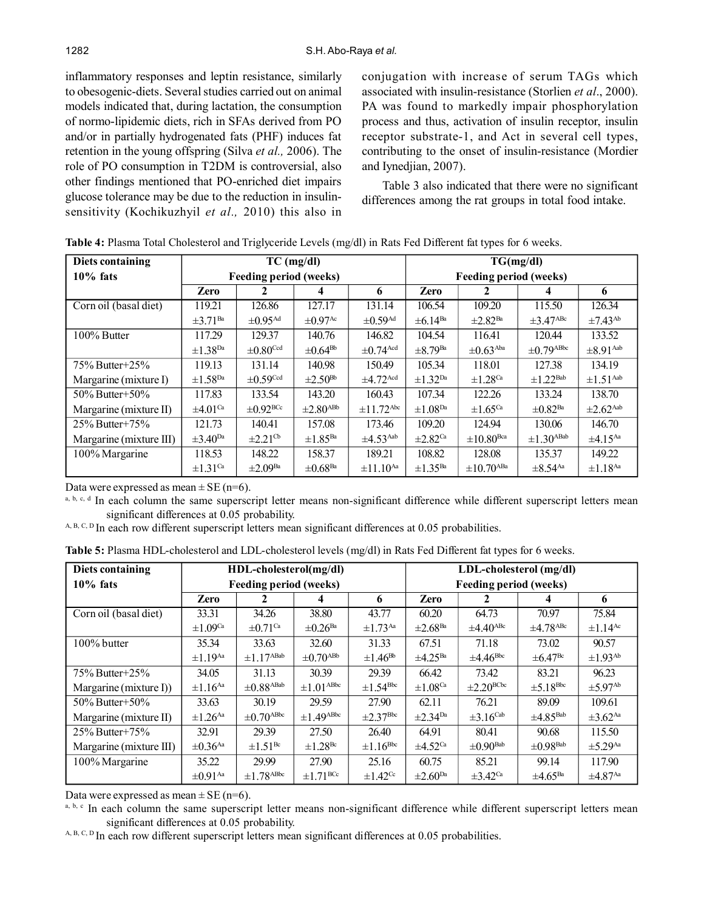inflammatory responses and leptin resistance, similarly to obesogenic-diets. Several studies carried out on animal models indicated that, during lactation, the consumption of normo-lipidemic diets, rich in SFAs derived from PO and/or in partially hydrogenated fats (PHF) induces fat retention in the young offspring (Silva *et al.,* 2006). The role of PO consumption in T2DM is controversial, also other findings mentioned that PO-enriched diet impairs glucose tolerance may be due to the reduction in insulin-sensitivity (Kochikuzhyil *et al.,* 2010) this also in conjugation with increase of serum TAGs which associated with insulin-resistance (Storlien *et al*., 2000). PA was found to markedly impair phosphorylation process and thus, activation of insulin receptor, insulin receptor substrate-1, and Act in several cell types, contributing to the onset of insulin-resistance (Mordier and Iynedjian, 2007).

Table 3 also indicated that there were no significant differences among the rat groups in total food intake.

**Table 4:** Plasma Total Cholesterol and Triglyceride Levels (mg/dl) in Rats Fed Different fat types for 6 weeks.

| Diets containing 10% fats | TC (mg/dl) Feeding period (weeks) | | | | TG(mg/dl) Feeding period (weeks) | | | |
|---|---|---|---|---|---|---|---|---|
| | **Zero** | **2** | **4** | **6** | **Zero** | **2** | **4** | **6** |
| Corn oil (basal diet) | 119.21 ±3.71[Ba] | 126.86 ±0.95[Ad] | 127.17 ±0.97[Ac] | 131.14 ±0.59[Ad] | 106.54 ±6.14[Ba] | 109.20 ±2.82[Ba] | 115.50 ±3.47[ABc] | 126.34 ±7.43[Ab] |
| 100% Butter | 117.29 ±1.38[Da] | 129.37 ±0.80[Ccd] | 140.76 ±0.64[Bb] | 146.82 ±0.74[Acd] | 104.54 ±8.79[Ba] | 116.41 ±0.63[Aba] | 120.44 ±0.79[ABbc] | 133.52 ±8.91[Aab] |
| 75% Butter+25% Margarine (mixture I) | 119.13 ±1.58[Da] | 131.14 ±0.59[Ccd] | 140.98 ±2.50[Bb] | 150.49 ±4.72[Acd] | 105.34 ±1.32[Da] | 118.01 ±1.28[Ca] | 127.38 ±1.22[Bab] | 134.19 ±1.51[Aab] |
| 50% Butter+50% Margarine (mixture II) | 117.83 ±4.01[Ca] | 133.54 ±0.92[BCc] | 143.20 ±2.80[ABb] | 160.43 ±11.72[Abc] | 107.34 ±1.08[Da] | 122.26 ±1.65[Ca] | 133.24 ±0.82[Ba] | 138.70 ±2.62[Aab] |
| 25% Butter+75% Margarine (mixture III) | 121.73 ±3.40[Da] | 140.41 ±2.21[Cb] | 157.08 ±1.85[Ba] | 173.46 ±4.53[Aab] | 109.20 ±2.82[Ca] | 124.94 ±10.80[Bca] | 130.06 ±1.30[ABab] | 146.70 ±4.15[Aa] |
| 100% Margarine | 118.53 ±1.31[Ca] | 148.22 ±2.09[Ba] | 158.37 ±0.68[Ba] | 189.21 ±11.10[Aa] | 108.82 ±1.35[Ba] | 128.08 ±10.70[ABa] | 135.37 ±8.54[Aa] | 149.22 ±1.18[Aa] |

Data were expressed as mean ± SE (n=6).

a, b, c, d In each column the same superscript letter means non-significant difference while different superscript letters mean significant differences at 0.05 probability.

A, B, C, D In each row different superscript letters mean significant differences at 0.05 probabilities.

**Table 5:** Plasma HDL-cholesterol and LDL-cholesterol levels (mg/dl) in Rats Fed Different fat types for 6 weeks.

| Diets containing 10% fats | HDL-cholesterol(mg/dl) Feeding period (weeks) | | | | LDL-cholesterol (mg/dl) Feeding period (weeks) | | | |
|---|---|---|---|---|---|---|---|---|
| | **Zero** | **2** | **4** | **6** | **Zero** | **2** | **4** | **6** |
| Corn oil (basal diet) | 33.31 ±1.09[Ca] | 34.26 ±0.71[Ca] | 38.80 ±0.26[Ba] | 43.77 ±1.73[Aa] | 60.20 ±2.68[Ba] | 64.73 ±4.40[ABc] | 70.97 ±4.78[ABc] | 75.84 ±1.14[Ac] |
| 100% butter | 35.34 ±1.19[Aa] | 33.63 ±1.17[ABab] | 32.60 ±0.70[ABb] | 31.33 ±1.46[Bb] | 67.51 ±4.25[Ba] | 71.18 ±4.46[Bbc] | 73.02 ±6.47[Bc] | 90.57 ±1.93[Ab] |
| 75% Butter+25% Margarine (mixture I)) | 34.05 ±1.16[Aa] | 31.13 ±0.88[ABab] | 30.39 ±1.01[ABbc] | 29.39 ±1.54[Bbc] | 66.42 ±1.08[Ca] | 73.42 ±2.20[BCbc] | 83.21 ±5.18[Bbc] | 96.23 ±5.97[Ab] |
| 50% Butter+50% Margarine (mixture II) | 33.63 ±1.26[Aa] | 30.19 ±0.70[ABbc] | 29.59 ±1.49[ABbc] | 27.90 ±2.37[Bbc] | 62.11 ±2.34[Da] | 76.21 ±3.16[Cab] | 89.09 ±4.85[Bab] | 109.61 ±3.62[Aa] |
| 25% Butter+75% Margarine (mixture III) | 32.91 ±0.36[Aa] | 29.39 ±1.51[Bc] | 27.50 ±1.28[Bc] | 26.40 ±1.16[Bbc] | 64.91 ±4.52[Ca] | 80.41 ±0.90[Bab] | 90.68 ±0.98[Bab] | 115.50 ±5.29[Aa] |
| 100% Margarine | 35.22 ±0.91[Aa] | 29.99 ±1.78[ABbc] | 27.90 ±1.71[BCc] | 25.16 ±1.42[Cc] | 60.75 ±2.60[Da] | 85.21 ±3.42[Ca] | 99.14 ±4.65[Ba] | 117.90 ±4.87[Aa] |

Data were expressed as mean ± SE (n=6).

a, b, c In each column the same superscript letter means non-significant difference while different superscript letters mean significant differences at 0.05 probability.

A, B, C, D In each row different superscript letters mean significant differences at 0.05 probabilities.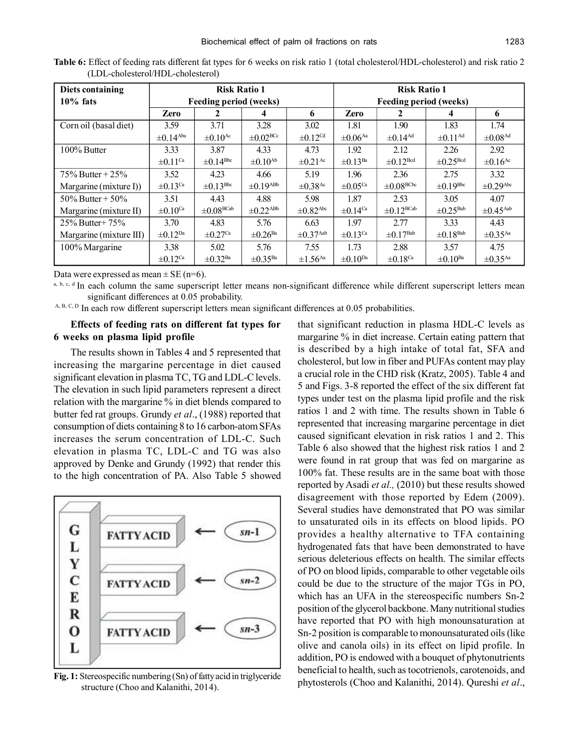**Table 6:** Effect of feeding rats different fat types for 6 weeks on risk ratio 1 (total cholesterol/HDL-cholesterol) and risk ratio 2 (LDL-cholesterol/HDL-cholesterol)

| Diets containing 10% fats | Risk Ratio 1 Feeding period (weeks) | | | | Risk Ratio 1 Feeding period (weeks) | | | |
|---|---|---|---|---|---|---|---|---|
| | Zero | 2 | 4 | 6 | Zero | 2 | 4 | 6 |
| Corn oil (basal diet) | 3.59 ±0.14[Aba] | 3.71 ±0.10[Ac] | 3.28 ±0.02[BCc] | 3.02 ±0.12[Cd] | 1.81 ±0.06[Aa] | 1.90 ±0.14[Ad] | 1.83 ±0.11[Ad] | 1.74 ±0.08[Ad] |
| 100% Butter | 3.33 ±0.11[Ca] | 3.87 ±0.14[Bbc] | 4.33 ±0.10[Ab] | 4.73 ±0.21[Ac] | 1.92 ±0.13[Ba] | 2.12 ±0.12[Bcd] | 2.26 ±0.25[Bcd] | 2.92 ±0.16[Ac] |
| 75% Butter + 25% Margarine (mixture I)) | 3.52 ±0.13[Ca] | 4.23 ±0.13[Bbc] | 4.66 ±0.19[ABb] | 5.19 ±0.38[Ac] | 1.96 ±0.05[Ca] | 2.36 ±0.08[BCbc] | 2.75 ±0.19[Bbc] | 3.32 ±0.29[Abc] |
| 50% Butter + 50% Margarine (mixture II) | 3.51 ±0.10[Ca] | 4.43 ±0.08[BCab] | 4.88 ±0.22[ABb] | 5.98 ±0.82[Abc] | 1.87 ±0.14[Ca] | 2.53 ±0.12[BCab] | 3.05 ±0.25[Bab] | 4.07 ±0.45[Aab] |
| 25% Butter+ 75% Margarine (mixture III) | 3.70 ±0.12[Da] | 4.83 ±0.27[Ca] | 5.76 ±0.26[Ba] | 6.63 ±0.37[Aab] | 1.97 ±0.13[Ca] | 2.77 ±0.17[Bab] | 3.33 ±0.18[Bab] | 4.43 ±0.35[Aa] |
| 100% Margarine | 3.38 ±0.12[Ca] | 5.02 ±0.32[Ba] | 5.76 ±0.35[Ba] | 7.55 ±1.56[Aa] | 1.73 ±0.10[Da] | 2.88 ±0.18[Ca] | 3.57 ±0.10[Ba] | 4.75 ±0.35[Aa] |

Data were expressed as mean ± SE (n=6).

[a, b, c, d] In each column the same superscript letter means non-significant difference while different superscript letters mean significant differences at 0.05 probability.

[A, B, C, D] In each row different superscript letters mean significant differences at 0.05 probabilities.

### Effects of feeding rats on different fat types for 6 weeks on plasma lipid profile

The results shown in Tables 4 and 5 represented that increasing the margarine percentage in diet caused significant elevation in plasma TC, TG and LDL-C levels. The elevation in such lipid parameters represent a direct relation with the margarine % in diet blends compared to butter fed rat groups. Grundy *et al*., (1988) reported that consumption of diets containing 8 to 16 carbon-atom SFAs increases the serum concentration of LDL-C. Such elevation in plasma TC, LDL-C and TG was also approved by Denke and Grundy (1992) that render this to the high concentration of PA. Also Table 5 showed that significant reduction in plasma HDL-C levels as margarine % in diet increase. Certain eating pattern that is described by a high intake of total fat, SFA and cholesterol, but low in fiber and PUFAs content may play a crucial role in the CHD risk (Kratz, 2005). Table 4 and 5 and Figs. 3-8 reported the effect of the six different fat types under test on the plasma lipid profile and the risk ratios 1 and 2 with time. The results shown in Table 6 represented that increasing margarine percentage in diet caused significant elevation in risk ratios 1 and 2. This Table 6 also showed that the highest risk ratios 1 and 2 were found in rat group that was fed on margarine as 100% fat. These results are in the same boat with those reported by Asadi *et al.,* (2010) but these results showed disagreement with those reported by Edem (2009). Several studies have demonstrated that PO was similar to unsaturated oils in its effects on blood lipids. PO provides a healthy alternative to TFA containing hydrogenated fats that have been demonstrated to have serious deleterious effects on health. The similar effects of PO on blood lipids, comparable to other vegetable oils could be due to the structure of the major TGs in PO, which has an UFA in the stereospecific numbers Sn-2 position of the glycerol backbone. Many nutritional studies have reported that PO with high monounsaturation at Sn-2 position is comparable to monounsaturated oils (like olive and canola oils) in its effect on lipid profile. In addition, PO is endowed with a bouquet of phytonutrients beneficial to health, such as tocotrienols, carotenoids, and phytosterols (Choo and Kalanithi, 2014). Qureshi *et al*.,

**Fig. 1:** Stereospecific numbering (Sn) of fatty acid in triglyceride structure (Choo and Kalanithi, 2014).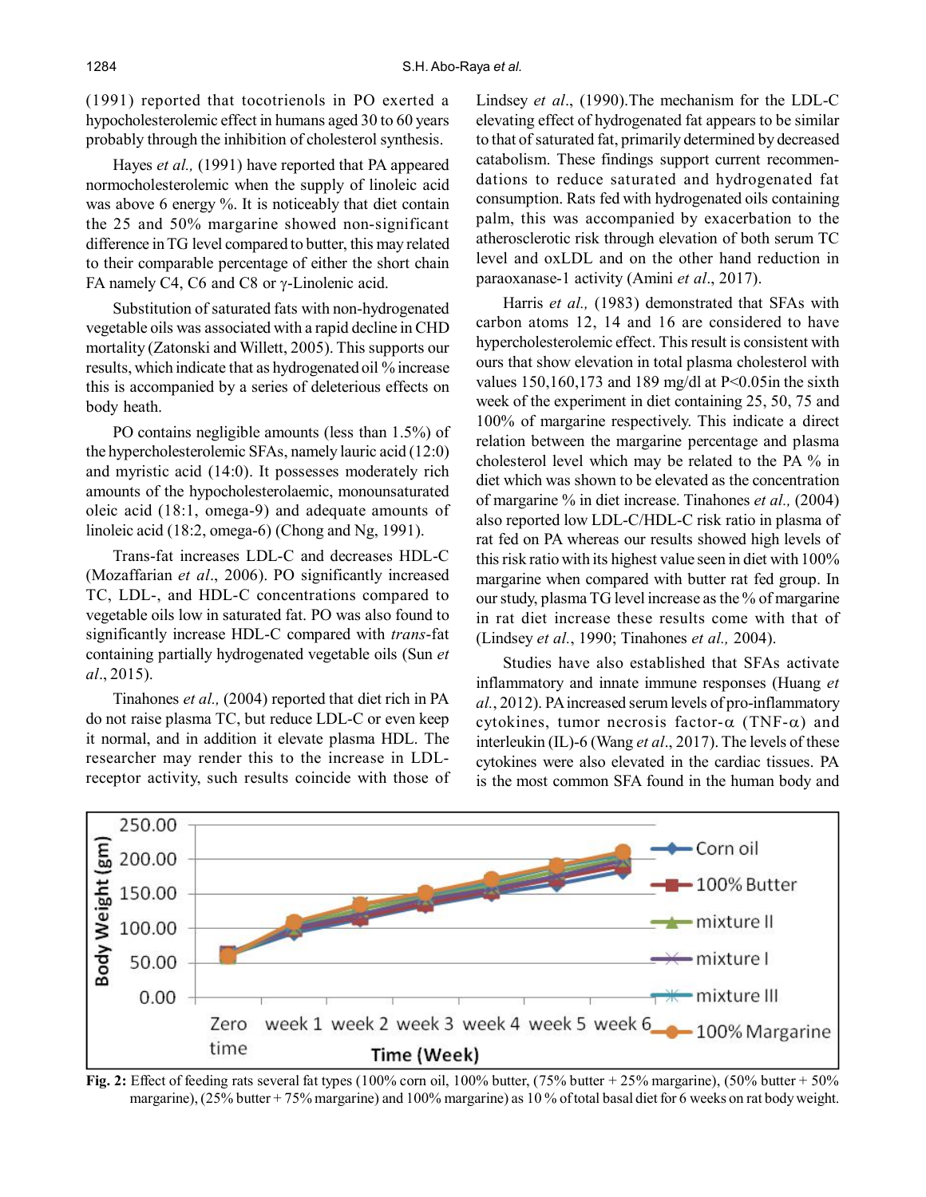(1991) reported that tocotrienols in PO exerted a hypocholesterolemic effect in humans aged 30 to 60 years probably through the inhibition of cholesterol synthesis.

Hayes *et al.,* (1991) have reported that PA appeared normocholesterolemic when the supply of linoleic acid was above 6 energy %. It is noticeably that diet contain the 25 and 50% margarine showed non-significant difference in TG level compared to butter, this may related to their comparable percentage of either the short chain FA namely C4, C6 and C8 or γ-Linolenic acid.

Substitution of saturated fats with non-hydrogenated vegetable oils was associated with a rapid decline in CHD mortality (Zatonski and Willett, 2005). This supports our results, which indicate that as hydrogenated oil % increase this is accompanied by a series of deleterious effects on body heath.

PO contains negligible amounts (less than 1.5%) of the hypercholesterolemic SFAs, namely lauric acid (12:0) and myristic acid (14:0). It possesses moderately rich amounts of the hypocholesterolaemic, monounsaturated oleic acid (18:1, omega-9) and adequate amounts of linoleic acid (18:2, omega-6) (Chong and Ng, 1991).

Trans-fat increases LDL-C and decreases HDL-C (Mozaffarian *et al*., 2006). PO significantly increased TC, LDL-, and HDL-C concentrations compared to vegetable oils low in saturated fat. PO was also found to significantly increase HDL-C compared with *trans*-fat containing partially hydrogenated vegetable oils (Sun *et al*., 2015).

Tinahones *et al.,* (2004) reported that diet rich in PA do not raise plasma TC, but reduce LDL-C or even keep it normal, and in addition it elevate plasma HDL. The researcher may render this to the increase in LDL-receptor activity, such results coincide with those of Lindsey *et al*., (1990).The mechanism for the LDL-C elevating effect of hydrogenated fat appears to be similar to that of saturated fat, primarily determined by decreased catabolism. These findings support current recommendations to reduce saturated and hydrogenated fat consumption. Rats fed with hydrogenated oils containing palm, this was accompanied by exacerbation to the atherosclerotic risk through elevation of both serum TC level and oxLDL and on the other hand reduction in paraoxanase-1 activity (Amini *et al*., 2017).

Harris *et al.,* (1983) demonstrated that SFAs with carbon atoms 12, 14 and 16 are considered to have hypercholesterolemic effect. This result is consistent with ours that show elevation in total plasma cholesterol with values 150,160,173 and 189 mg/dl at $P<0.05$in the sixth week of the experiment in diet containing 25, 50, 75 and 100% of margarine respectively. This indicate a direct relation between the margarine percentage and plasma cholesterol level which may be related to the PA % in diet which was shown to be elevated as the concentration of margarine % in diet increase. Tinahones *et al.,* (2004) also reported low LDL-C/HDL-C risk ratio in plasma of rat fed on PA whereas our results showed high levels of this risk ratio with its highest value seen in diet with 100% margarine when compared with butter rat fed group. In our study, plasma TG level increase as the % of margarine in rat diet increase these results come with that of (Lindsey *et al.*, 1990; Tinahones *et al.,* 2004).

Studies have also established that SFAs activate inflammatory and innate immune responses (Huang *et al.*, 2012). PA increased serum levels of pro-inflammatory cytokines, tumor necrosis factor-α (TNF-α) and interleukin (IL)-6 (Wang *et al*., 2017). The levels of these cytokines were also elevated in the cardiac tissues. PA is the most common SFA found in the human body and

**Fig. 2:** Effect of feeding rats several fat types (100% corn oil, 100% butter, (75% butter + 25% margarine), (50% butter + 50% margarine), (25% butter + 75% margarine) and 100% margarine) as 10 % of total basal diet for 6 weeks on rat body weight.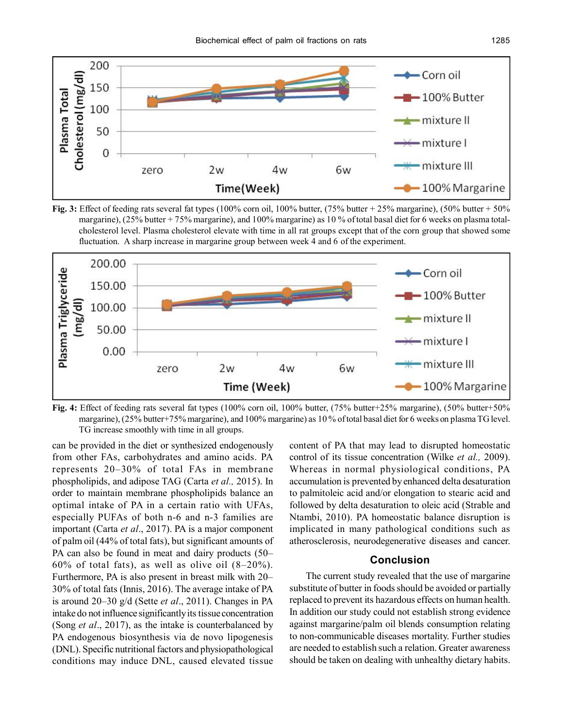**Fig. 3:** Effect of feeding rats several fat types (100% corn oil, 100% butter, (75% butter + 25% margarine), (50% butter + 50% margarine), (25% butter + 75% margarine), and 100% margarine) as 10 % of total basal diet for 6 weeks on plasma total-cholesterol level. Plasma cholesterol elevate with time in all rat groups except that of the corn group that showed some fluctuation. A sharp increase in margarine group between week 4 and 6 of the experiment.

**Fig. 4:** Effect of feeding rats several fat types (100% corn oil, 100% butter, (75% butter+25% margarine), (50% butter+50% margarine), (25% butter+75% margarine), and 100% margarine) as 10 % of total basal diet for 6 weeks on plasma TG level. TG increase smoothly with time in all groups.

can be provided in the diet or synthesized endogenously from other FAs, carbohydrates and amino acids. PA represents 20–30% of total FAs in membrane phospholipids, and adipose TAG (Carta *et al.,* 2015). In order to maintain membrane phospholipids balance an optimal intake of PA in a certain ratio with UFAs, especially PUFAs of both n-6 and n-3 families are important (Carta *et al*., 2017). PA is a major component of palm oil (44% of total fats), but significant amounts of PA can also be found in meat and dairy products (50–60% of total fats), as well as olive oil (8–20%). Furthermore, PA is also present in breast milk with 20–30% of total fats (Innis, 2016). The average intake of PA is around 20–30 g/d (Sette *et al*., 2011). Changes in PA intake do not influence significantly its tissue concentration (Song *et al*., 2017), as the intake is counterbalanced by PA endogenous biosynthesis via de novo lipogenesis (DNL). Specific nutritional factors and physiopathological conditions may induce DNL, caused elevated tissue content of PA that may lead to disrupted homeostatic control of its tissue concentration (Wilke *et al.,* 2009). Whereas in normal physiological conditions, PA accumulation is prevented by enhanced delta desaturation to palmitoleic acid and/or elongation to stearic acid and followed by delta desaturation to oleic acid (Strable and Ntambi, 2010). PA homeostatic balance disruption is implicated in many pathological conditions such as atherosclerosis, neurodegenerative diseases and cancer.

## Conclusion

The current study revealed that the use of margarine substitute of butter in foods should be avoided or partially replaced to prevent its hazardous effects on human health. In addition our study could not establish strong evidence against margarine/palm oil blends consumption relating to non-communicable diseases mortality. Further studies are needed to establish such a relation. Greater awareness should be taken on dealing with unhealthy dietary habits.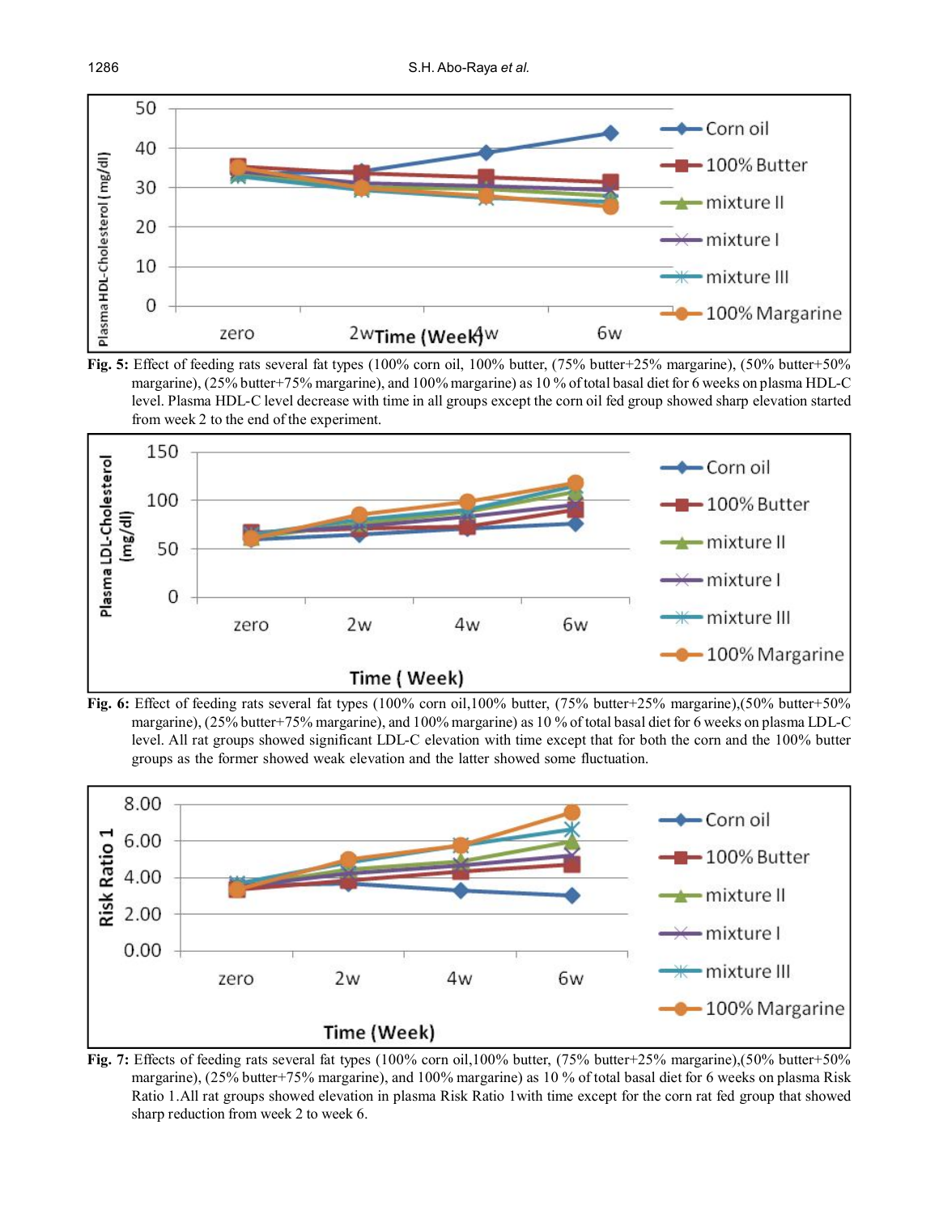Fig. 5: Effect of feeding rats several fat types (100% corn oil, 100% butter, (75% butter+25% margarine), (50% butter+50% margarine), (25% butter+75% margarine), and 100% margarine) as 10 % of total basal diet for 6 weeks on plasma HDL-C level. Plasma HDL-C level decrease with time in all groups except the corn oil fed group showed sharp elevation started from week 2 to the end of the experiment.

Fig. 6: Effect of feeding rats several fat types (100% corn oil,100% butter, (75% butter+25% margarine),(50% butter+50% margarine), (25% butter+75% margarine), and 100% margarine) as 10 % of total basal diet for 6 weeks on plasma LDL-C level. All rat groups showed significant LDL-C elevation with time except that for both the corn and the 100% butter groups as the former showed weak elevation and the latter showed some fluctuation.

Fig. 7: Effects of feeding rats several fat types (100% corn oil,100% butter, (75% butter+25% margarine),(50% butter+50% margarine), (25% butter+75% margarine), and 100% margarine) as 10 % of total basal diet for 6 weeks on plasma Risk Ratio 1.All rat groups showed elevation in plasma Risk Ratio 1with time except for the corn rat fed group that showed sharp reduction from week 2 to week 6.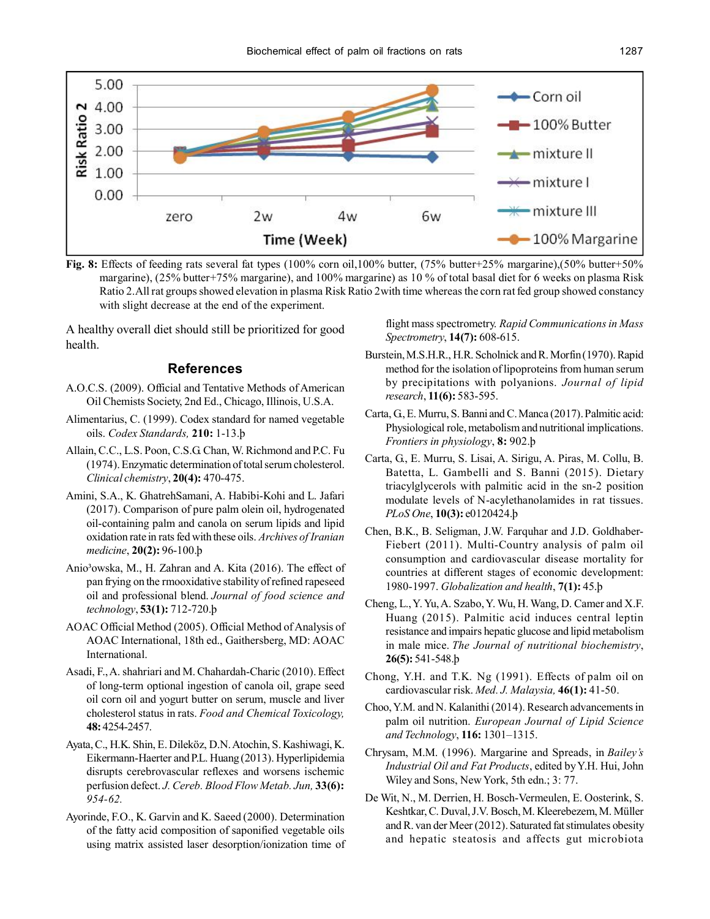**Fig. 8:** Effects of feeding rats several fat types (100% corn oil,100% butter, (75% butter+25% margarine),(50% butter+50% margarine), (25% butter+75% margarine), and 100% margarine) as 10 % of total basal diet for 6 weeks on plasma Risk Ratio 2.All rat groups showed elevation in plasma Risk Ratio 2with time whereas the corn rat fed group showed constancy with slight decrease at the end of the experiment.

A healthy overall diet should still be prioritized for good health.

## References

A.O.C.S. (2009). Official and Tentative Methods of American Oil Chemists Society, 2nd Ed., Chicago, Illinois, U.S.A.

Alimentarius, C. (1999). Codex standard for named vegetable oils. *Codex Standards,* **210:** 1-13.þ

Allain, C.C., L.S. Poon, C.S.G. Chan, W. Richmond and P.C. Fu (1974). Enzymatic determination of total serum cholesterol. *Clinical chemistry*, **20(4):** 470-475.

Amini, S.A., K. GhatrehSamani, A. Habibi-Kohi and L. Jafari (2017). Comparison of pure palm olein oil, hydrogenated oil-containing palm and canola on serum lipids and lipid oxidation rate in rats fed with these oils. *Archives of Iranian medicine*, **20(2):** 96-100.þ

Anio³owska, M., H. Zahran and A. Kita (2016). The effect of pan frying on the rmooxidative stability of refined rapeseed oil and professional blend. *Journal of food science and technology*, **53(1):** 712-720.þ

AOAC Official Method (2005). Official Method of Analysis of AOAC International, 18th ed., Gaithersberg, MD: AOAC International.

Asadi, F., A. shahriari and M. Chahardah-Charic (2010). Effect of long-term optional ingestion of canola oil, grape seed oil corn oil and yogurt butter on serum, muscle and liver cholesterol status in rats. *Food and Chemical Toxicology,* **48:** 4254-2457.

Ayata, C., H.K. Shin, E. Dileköz, D.N. Atochin, S. Kashiwagi, K. Eikermann-Haerter and P.L. Huang (2013). Hyperlipidemia disrupts cerebrovascular reflexes and worsens ischemic perfusion defect. *J. Cereb. Blood Flow Metab. Jun,* **33(6):** *954-62.*

Ayorinde, F.O., K. Garvin and K. Saeed (2000). Determination of the fatty acid composition of saponified vegetable oils using matrix assisted laser desorption/ionization time of flight mass spectrometry. *Rapid Communications in Mass Spectrometry*, **14(7):** 608-615.

Burstein, M.S.H.R., H.R. Scholnick and R. Morfin (1970). Rapid method for the isolation of lipoproteins from human serum by precipitations with polyanions. *Journal of lipid research*, **11(6):** 583-595.

Carta, G., E. Murru, S. Banni and C. Manca (2017). Palmitic acid: Physiological role, metabolism and nutritional implications. *Frontiers in physiology*, **8:** 902.þ

Carta, G., E. Murru, S. Lisai, A. Sirigu, A. Piras, M. Collu, B. Batetta, L. Gambelli and S. Banni (2015). Dietary triacylglycerols with palmitic acid in the sn-2 position modulate levels of N-acylethanolamides in rat tissues. *PLoS One*, **10(3):** e0120424.þ

Chen, B.K., B. Seligman, J.W. Farquhar and J.D. Goldhaber-Fiebert (2011). Multi-Country analysis of palm oil consumption and cardiovascular disease mortality for countries at different stages of economic development: 1980-1997. *Globalization and health*, **7(1):** 45.þ

Cheng, L., Y. Yu, A. Szabo, Y. Wu, H. Wang, D. Camer and X.F. Huang (2015). Palmitic acid induces central leptin resistance and impairs hepatic glucose and lipid metabolism in male mice. *The Journal of nutritional biochemistry*, **26(5):** 541-548.þ

Chong, Y.H. and T.K. Ng (1991). Effects of palm oil on cardiovascular risk. *Med. J. Malaysia,* **46(1):** 41-50.

Choo, Y.M. and N. Kalanithi (2014). Research advancements in palm oil nutrition. *European Journal of Lipid Science and Technology*, **116:** 1301–1315.

Chrysam, M.M. (1996). Margarine and Spreads, in *Bailey's Industrial Oil and Fat Products*, edited by Y.H. Hui, John Wiley and Sons, New York, 5th edn.; 3: 77.

De Wit, N., M. Derrien, H. Bosch-Vermeulen, E. Oosterink, S. Keshtkar, C. Duval, J.V. Bosch, M. Kleerebezem, M. Müller and R. van der Meer (2012). Saturated fat stimulates obesity and hepatic steatosis and affects gut microbiota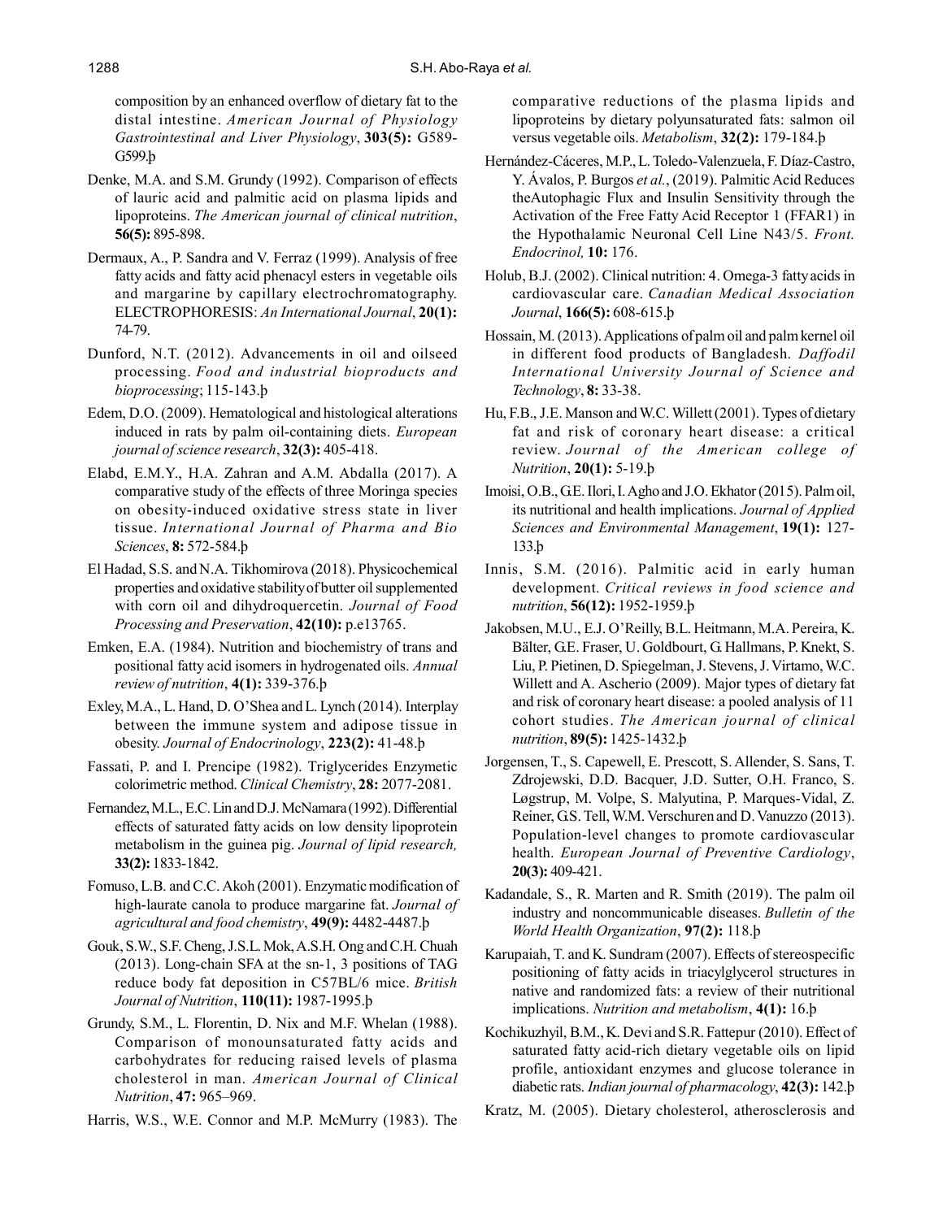composition by an enhanced overflow of dietary fat to the distal intestine. *American Journal of Physiology Gastrointestinal and Liver Physiology*, **303(5):** G589-G599.þ

Denke, M.A. and S.M. Grundy (1992). Comparison of effects of lauric acid and palmitic acid on plasma lipids and lipoproteins. *The American journal of clinical nutrition*, **56(5):** 895-898.

Dermaux, A., P. Sandra and V. Ferraz (1999). Analysis of free fatty acids and fatty acid phenacyl esters in vegetable oils and margarine by capillary electrochromatography. ELECTROPHORESIS: *An International Journal*, **20(1):** 74-79.

Dunford, N.T. (2012). Advancements in oil and oilseed processing. *Food and industrial bioproducts and bioprocessing*; 115-143.þ

Edem, D.O. (2009). Hematological and histological alterations induced in rats by palm oil-containing diets. *European journal of science research*, **32(3):** 405-418.

Elabd, E.M.Y., H.A. Zahran and A.M. Abdalla (2017). A comparative study of the effects of three Moringa species on obesity-induced oxidative stress state in liver tissue. *International Journal of Pharma and Bio Sciences*, **8:** 572-584.þ

El Hadad, S.S. and N.A. Tikhomirova (2018). Physicochemical properties and oxidative stability of butter oil supplemented with corn oil and dihydroquercetin. *Journal of Food Processing and Preservation*, **42(10):** p.e13765.

Emken, E.A. (1984). Nutrition and biochemistry of trans and positional fatty acid isomers in hydrogenated oils. *Annual review of nutrition*, **4(1):** 339-376.þ

Exley, M.A., L. Hand, D. O'Shea and L. Lynch (2014). Interplay between the immune system and adipose tissue in obesity. *Journal of Endocrinology*, **223(2):** 41-48.þ

Fassati, P. and I. Prencipe (1982). Triglycerides Enzymetic colorimetric method. *Clinical Chemistry*, **28:** 2077-2081.

Fernandez, M.L., E.C. Lin and D.J. McNamara (1992). Differential effects of saturated fatty acids on low density lipoprotein metabolism in the guinea pig. *Journal of lipid research,* **33(2):** 1833-1842.

Fomuso, L.B. and C.C. Akoh (2001). Enzymatic modification of high-laurate canola to produce margarine fat. *Journal of agricultural and food chemistry*, **49(9):** 4482-4487.þ

Gouk, S.W., S.F. Cheng, J.S.L. Mok, A.S.H. Ong and C.H. Chuah (2013). Long-chain SFA at the sn-1, 3 positions of TAG reduce body fat deposition in C57BL/6 mice. *British Journal of Nutrition*, **110(11):** 1987-1995.þ

Grundy, S.M., L. Florentin, D. Nix and M.F. Whelan (1988). Comparison of monounsaturated fatty acids and carbohydrates for reducing raised levels of plasma cholesterol in man. *American Journal of Clinical Nutrition*, **47:** 965–969.

Harris, W.S., W.E. Connor and M.P. McMurry (1983). The comparative reductions of the plasma lipids and lipoproteins by dietary polyunsaturated fats: salmon oil versus vegetable oils. *Metabolism*, **32(2):** 179-184.þ

Hernández-Cáceres, M.P., L. Toledo-Valenzuela, F. Díaz-Castro, Y. Ávalos, P. Burgos *et al.*, (2019). Palmitic Acid Reduces theAutophagic Flux and Insulin Sensitivity through the Activation of the Free Fatty Acid Receptor 1 (FFAR1) in the Hypothalamic Neuronal Cell Line N43/5. *Front. Endocrinol,* **10:** 176.

Holub, B.J. (2002). Clinical nutrition: 4. Omega-3 fatty acids in cardiovascular care. *Canadian Medical Association Journal*, **166(5):** 608-615.þ

Hossain, M. (2013). Applications of palm oil and palm kernel oil in different food products of Bangladesh. *Daffodil International University Journal of Science and Technology*, **8:** 33-38.

Hu, F.B., J.E. Manson and W.C. Willett (2001). Types of dietary fat and risk of coronary heart disease: a critical review. *Journal of the American college of Nutrition*, **20(1):** 5-19.þ

Imoisi, O.B., G.E. Ilori, I. Agho and J.O. Ekhator (2015). Palm oil, its nutritional and health implications. *Journal of Applied Sciences and Environmental Management*, **19(1):** 127-133.þ

Innis, S.M. (2016). Palmitic acid in early human development. *Critical reviews in food science and nutrition*, **56(12):** 1952-1959.þ

Jakobsen, M.U., E.J. O'Reilly, B.L. Heitmann, M.A. Pereira, K. Bälter, G.E. Fraser, U. Goldbourt, G. Hallmans, P. Knekt, S. Liu, P. Pietinen, D. Spiegelman, J. Stevens, J. Virtamo, W.C. Willett and A. Ascherio (2009). Major types of dietary fat and risk of coronary heart disease: a pooled analysis of 11 cohort studies. *The American journal of clinical nutrition*, **89(5):** 1425-1432.þ

Jorgensen, T., S. Capewell, E. Prescott, S. Allender, S. Sans, T. Zdrojewski, D.D. Bacquer, J.D. Sutter, O.H. Franco, S. Løgstrup, M. Volpe, S. Malyutina, P. Marques-Vidal, Z. Reiner, G.S. Tell, W.M. Verschuren and D. Vanuzzo (2013). Population-level changes to promote cardiovascular health. *European Journal of Preventive Cardiology*, **20(3):** 409-421.

Kadandale, S., R. Marten and R. Smith (2019). The palm oil industry and noncommunicable diseases. *Bulletin of the World Health Organization*, **97(2):** 118.þ

Karupaiah, T. and K. Sundram (2007). Effects of stereospecific positioning of fatty acids in triacylglycerol structures in native and randomized fats: a review of their nutritional implications. *Nutrition and metabolism*, **4(1):** 16.þ

Kochikuzhyil, B.M., K. Devi and S.R. Fattepur (2010). Effect of saturated fatty acid-rich dietary vegetable oils on lipid profile, antioxidant enzymes and glucose tolerance in diabetic rats. *Indian journal of pharmacology*, **42(3):** 142.þ

Kratz, M. (2005). Dietary cholesterol, atherosclerosis and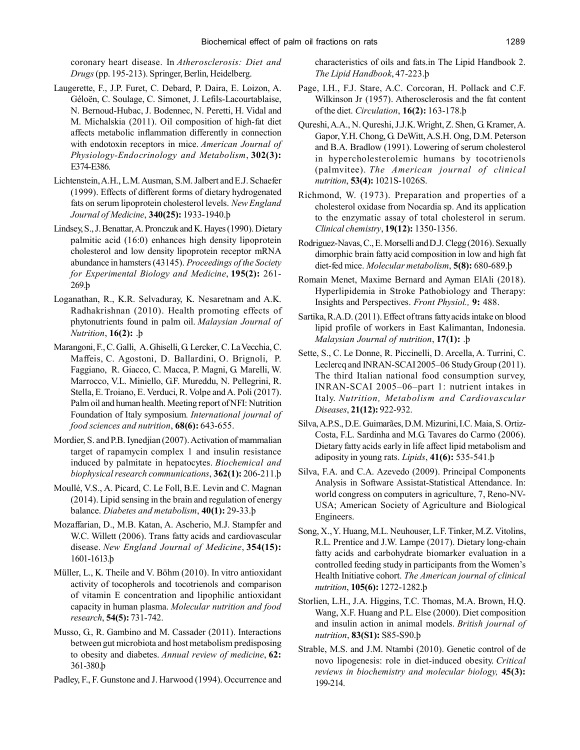coronary heart disease. In *Atherosclerosis: Diet and Drugs* (pp. 195-213). Springer, Berlin, Heidelberg.

Laugerette, F., J.P. Furet, C. Debard, P. Daira, E. Loizon, A. Géloën, C. Soulage, C. Simonet, J. Lefils-Lacourtablaise, N. Bernoud-Hubac, J. Bodennec, N. Peretti, H. Vidal and M. Michalskia (2011). Oil composition of high-fat diet affects metabolic inflammation differently in connection with endotoxin receptors in mice. *American Journal of Physiology-Endocrinology and Metabolism*, **302(3):** E374-E386.

Lichtenstein, A.H., L.M. Ausman, S.M. Jalbert and E.J. Schaefer (1999). Effects of different forms of dietary hydrogenated fats on serum lipoprotein cholesterol levels. *New England Journal of Medicine*, **340(25):** 1933-1940.þ

Lindsey, S., J. Benattar, A. Pronczuk and K. Hayes (1990). Dietary palmitic acid (16:0) enhances high density lipoprotein cholesterol and low density lipoprotein receptor mRNA abundance in hamsters (43145). *Proceedings of the Society for Experimental Biology and Medicine*, **195(2):** 261-269.þ

Loganathan, R., K.R. Selvaduray, K. Nesaretnam and A.K. Radhakrishnan (2010). Health promoting effects of phytonutrients found in palm oil. *Malaysian Journal of Nutrition*, **16(2):** .þ

Marangoni, F., C. Galli, A. Ghiselli, G. Lercker, C. La Vecchia, C. Maffeis, C. Agostoni, D. Ballardini, O. Brignoli, P. Faggiano, R. Giacco, C. Macca, P. Magni, G. Marelli, W. Marrocco, V.L. Miniello, G.F. Mureddu, N. Pellegrini, R. Stella, E. Troiano, E. Verduci, R. Volpe and A. Poli (2017). Palm oil and human health. Meeting report of NFI: Nutrition Foundation of Italy symposium. *International journal of food sciences and nutrition*, **68(6):** 643-655.

Mordier, S. and P.B. Iynedjian (2007). Activation of mammalian target of rapamycin complex 1 and insulin resistance induced by palmitate in hepatocytes. *Biochemical and biophysical research communications*, **362(1):** 206-211.þ

Moullé, V.S., A. Picard, C. Le Foll, B.E. Levin and C. Magnan (2014). Lipid sensing in the brain and regulation of energy balance. *Diabetes and metabolism*, **40(1):** 29-33.þ

Mozaffarian, D., M.B. Katan, A. Ascherio, M.J. Stampfer and W.C. Willett (2006). Trans fatty acids and cardiovascular disease. *New England Journal of Medicine*, **354(15):** 1601-1613.þ

Müller, L., K. Theile and V. Böhm (2010). In vitro antioxidant activity of tocopherols and tocotrienols and comparison of vitamin E concentration and lipophilic antioxidant capacity in human plasma. *Molecular nutrition and food research*, **54(5):** 731-742.

Musso, G., R. Gambino and M. Cassader (2011). Interactions between gut microbiota and host metabolism predisposing to obesity and diabetes. *Annual review of medicine*, **62:** 361-380.þ

Padley, F., F. Gunstone and J. Harwood (1994). Occurrence and characteristics of oils and fats.in The Lipid Handbook 2. *The Lipid Handbook*, 47-223.þ

Page, I.H., F.J. Stare, A.C. Corcoran, H. Pollack and C.F. Wilkinson Jr (1957). Atherosclerosis and the fat content of the diet. *Circulation*, **16(2):** 163-178.þ

Qureshi, A.A., N. Qureshi, J.J.K. Wright, Z. Shen, G. Kramer, A. Gapor, Y.H. Chong, G. DeWitt, A.S.H. Ong, D.M. Peterson and B.A. Bradlow (1991). Lowering of serum cholesterol in hypercholesterolemic humans by tocotrienols (palmvitee). *The American journal of clinical nutrition*, **53(4):** 1021S-1026S.

Richmond, W. (1973). Preparation and properties of a cholesterol oxidase from Nocardia sp. And its application to the enzymatic assay of total cholesterol in serum. *Clinical chemistry*, **19(12):** 1350-1356.

Rodriguez-Navas, C., E. Morselli and D.J. Clegg (2016). Sexually dimorphic brain fatty acid composition in low and high fat diet-fed mice. *Molecular metabolism*, **5(8):** 680-689.þ

Romain Menet, Maxime Bernard and Ayman ElAli (2018). Hyperlipidemia in Stroke Pathobiology and Therapy: Insights and Perspectives. *Front Physiol.,* **9:** 488.

Sartika, R.A.D. (2011). Effect of trans fatty acids intake on blood lipid profile of workers in East Kalimantan, Indonesia. *Malaysian Journal of nutrition*, **17(1):** .þ

Sette, S., C. Le Donne, R. Piccinelli, D. Arcella, A. Turrini, C. Leclercq and INRAN-SCAI 2005–06 Study Group (2011). The third Italian national food consumption survey, INRAN-SCAI 2005–06–part 1: nutrient intakes in Italy. *Nutrition, Metabolism and Cardiovascular Diseases*, **21(12):** 922-932.

Silva, A.P.S., D.E. Guimarães, D.M. Mizurini, I.C. Maia, S. Ortiz-Costa, F.L. Sardinha and M.G. Tavares do Carmo (2006). Dietary fatty acids early in life affect lipid metabolism and adiposity in young rats. *Lipids*, **41(6):** 535-541.þ

Silva, F.A. and C.A. Azevedo (2009). Principal Components Analysis in Software Assistat-Statistical Attendance. In: world congress on computers in agriculture, 7, Reno-NV-USA; American Society of Agriculture and Biological Engineers.

Song, X., Y. Huang, M.L. Neuhouser, L.F. Tinker, M.Z. Vitolins, R.L. Prentice and J.W. Lampe (2017). Dietary long-chain fatty acids and carbohydrate biomarker evaluation in a controlled feeding study in participants from the Women's Health Initiative cohort. *The American journal of clinical nutrition*, **105(6):** 1272-1282.þ

Storlien, L.H., J.A. Higgins, T.C. Thomas, M.A. Brown, H.Q. Wang, X.F. Huang and P.L. Else (2000). Diet composition and insulin action in animal models. *British journal of nutrition*, **83(S1):** S85-S90.þ

Strable, M.S. and J.M. Ntambi (2010). Genetic control of de novo lipogenesis: role in diet-induced obesity. *Critical reviews in biochemistry and molecular biology,* **45(3):** 199-214.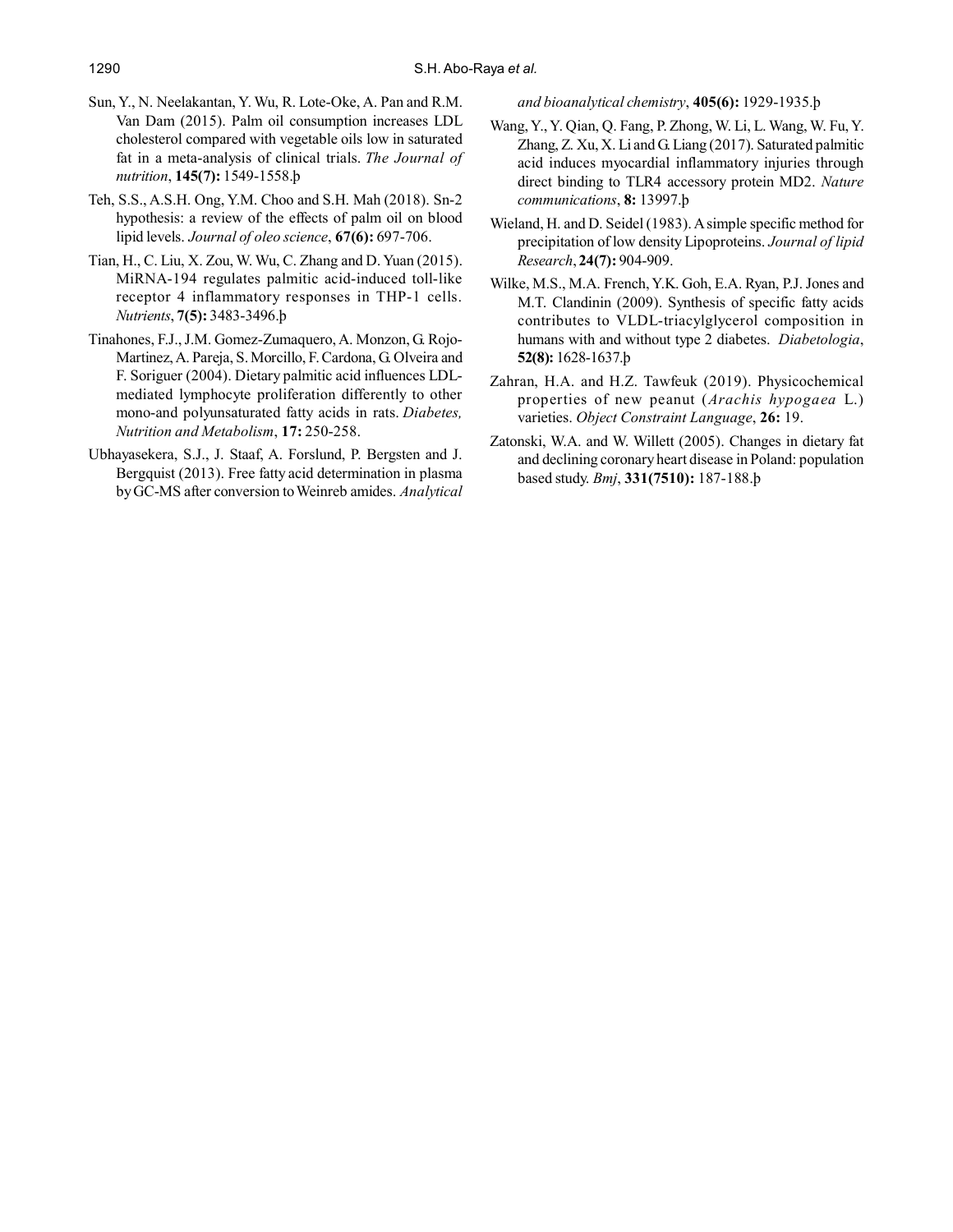Sun, Y., N. Neelakantan, Y. Wu, R. Lote-Oke, A. Pan and R.M. Van Dam (2015). Palm oil consumption increases LDL cholesterol compared with vegetable oils low in saturated fat in a meta-analysis of clinical trials. *The Journal of nutrition*, **145(7):** 1549-1558.þ

Teh, S.S., A.S.H. Ong, Y.M. Choo and S.H. Mah (2018). Sn-2 hypothesis: a review of the effects of palm oil on blood lipid levels. *Journal of oleo science*, **67(6):** 697-706.

Tian, H., C. Liu, X. Zou, W. Wu, C. Zhang and D. Yuan (2015). MiRNA-194 regulates palmitic acid-induced toll-like receptor 4 inflammatory responses in THP-1 cells. *Nutrients*, **7(5):** 3483-3496.þ

Tinahones, F.J., J.M. Gomez-Zumaquero, A. Monzon, G. Rojo-Martinez, A. Pareja, S. Morcillo, F. Cardona, G. Olveira and F. Soriguer (2004). Dietary palmitic acid influences LDL-mediated lymphocyte proliferation differently to other mono-and polyunsaturated fatty acids in rats. *Diabetes, Nutrition and Metabolism*, **17:** 250-258.

Ubhayasekera, S.J., J. Staaf, A. Forslund, P. Bergsten and J. Bergquist (2013). Free fatty acid determination in plasma by GC-MS after conversion to Weinreb amides. *Analytical and bioanalytical chemistry*, **405(6):** 1929-1935.þ

Wang, Y., Y. Qian, Q. Fang, P. Zhong, W. Li, L. Wang, W. Fu, Y. Zhang, Z. Xu, X. Li and G. Liang (2017). Saturated palmitic acid induces myocardial inflammatory injuries through direct binding to TLR4 accessory protein MD2. *Nature communications*, **8:** 13997.þ

Wieland, H. and D. Seidel (1983). A simple specific method for precipitation of low density Lipoproteins. *Journal of lipid Research*, **24(7):** 904-909.

Wilke, M.S., M.A. French, Y.K. Goh, E.A. Ryan, P.J. Jones and M.T. Clandinin (2009). Synthesis of specific fatty acids contributes to VLDL-triacylglycerol composition in humans with and without type 2 diabetes. *Diabetologia*, **52(8):** 1628-1637.þ

Zahran, H.A. and H.Z. Tawfeuk (2019). Physicochemical properties of new peanut (*Arachis hypogaea* L.) varieties. *Object Constraint Language*, **26:** 19.

Zatonski, W.A. and W. Willett (2005). Changes in dietary fat and declining coronary heart disease in Poland: population based study. *Bmj*, **331(7510):** 187-188.þ